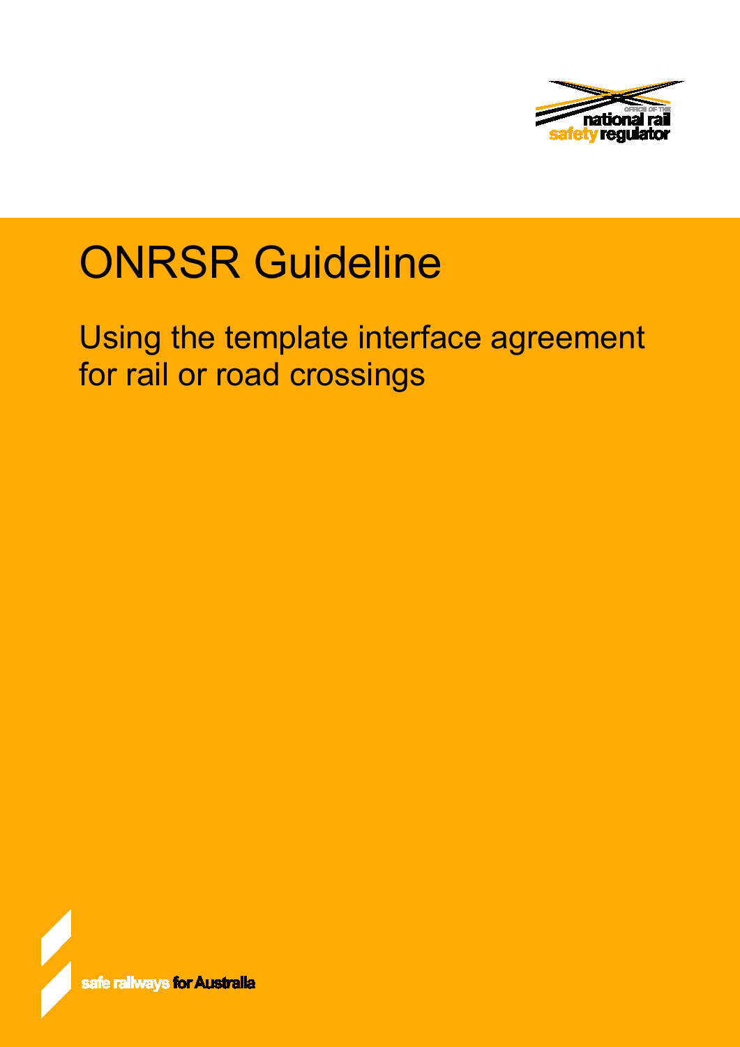OFFICE OF THE national rail safety regulator

# ONRSR Guideline

## Using the template interface agreement for rail or road crossings

safe railways for Australia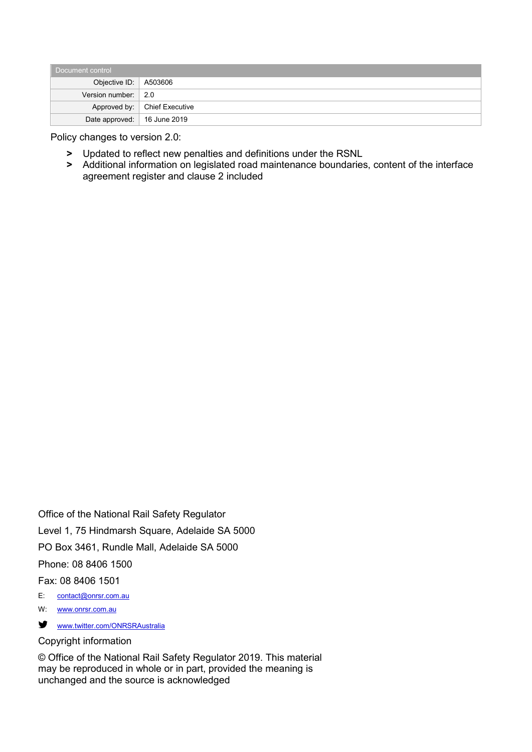| Document control | |
|---|---|
| Objective ID: | A503606 |
| Version number: | 2.0 |
| Approved by: | Chief Executive |
| Date approved: | 16 June 2019 |

Policy changes to version 2.0:

- Updated to reflect new penalties and definitions under the RSNL
- Additional information on legislated road maintenance boundaries, content of the interface agreement register and clause 2 included

Office of the National Rail Safety Regulator

Level 1, 75 Hindmarsh Square, Adelaide SA 5000

PO Box 3461, Rundle Mall, Adelaide SA 5000

Phone: 08 8406 1500

Fax: 08 8406 1501

E: contact@onrsr.com.au

W: www.onrsr.com.au

www.twitter.com/ONRSRAustralia

Copyright information

© Office of the National Rail Safety Regulator 2019. This material may be reproduced in whole or in part, provided the meaning is unchanged and the source is acknowledged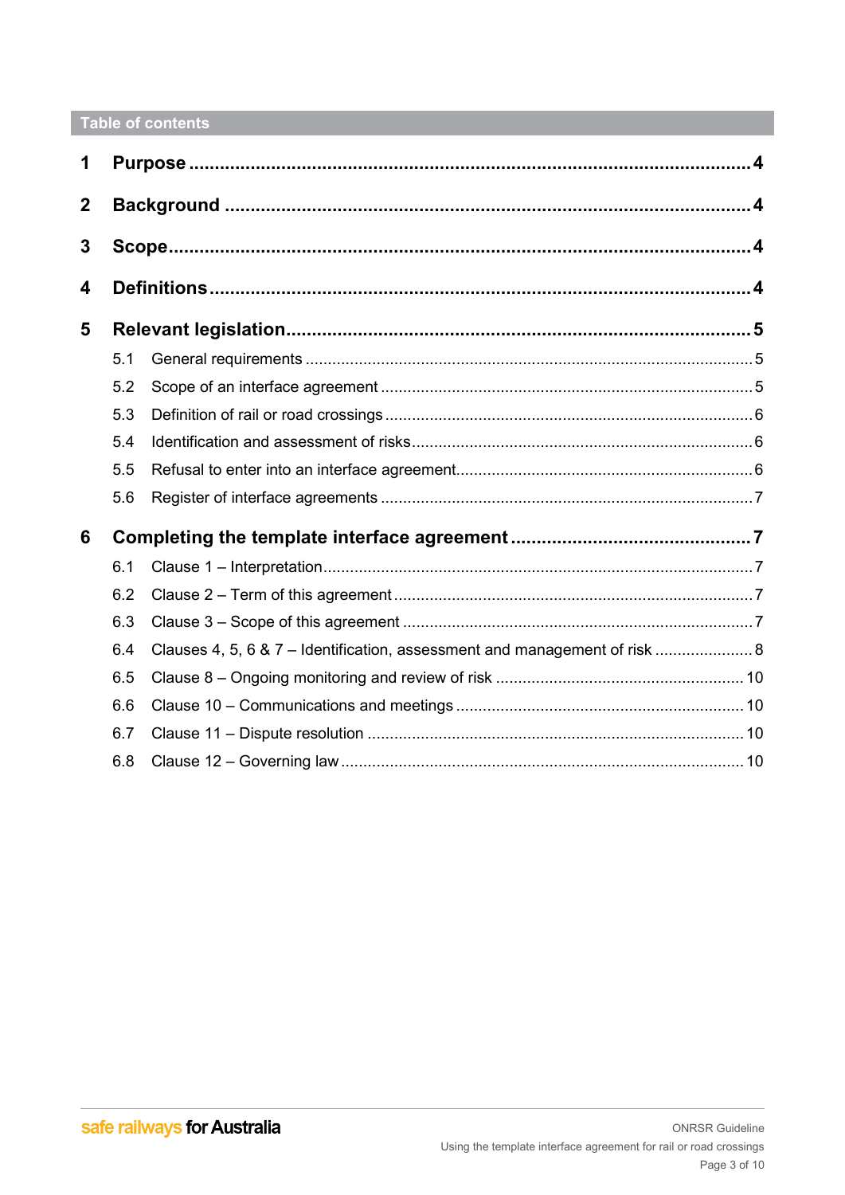## Table of contents

- **1 Purpose** ..... **4**
- **2 Background** ..... **4**
- **3 Scope** ..... **4**
- **4 Definitions** ..... **4**
- **5 Relevant legislation** ..... **5**
  - 5.1 General requirements ..... 5
  - 5.2 Scope of an interface agreement ..... 5
  - 5.3 Definition of rail or road crossings ..... 6
  - 5.4 Identification and assessment of risks ..... 6
  - 5.5 Refusal to enter into an interface agreement ..... 6
  - 5.6 Register of interface agreements ..... 7
- **6 Completing the template interface agreement** ..... **7**
  - 6.1 Clause 1 – Interpretation ..... 7
  - 6.2 Clause 2 – Term of this agreement ..... 7
  - 6.3 Clause 3 – Scope of this agreement ..... 7
  - 6.4 Clauses 4, 5, 6 & 7 – Identification, assessment and management of risk ..... 8
  - 6.5 Clause 8 – Ongoing monitoring and review of risk ..... 10
  - 6.6 Clause 10 – Communications and meetings ..... 10
  - 6.7 Clause 11 – Dispute resolution ..... 10
  - 6.8 Clause 12 – Governing law ..... 10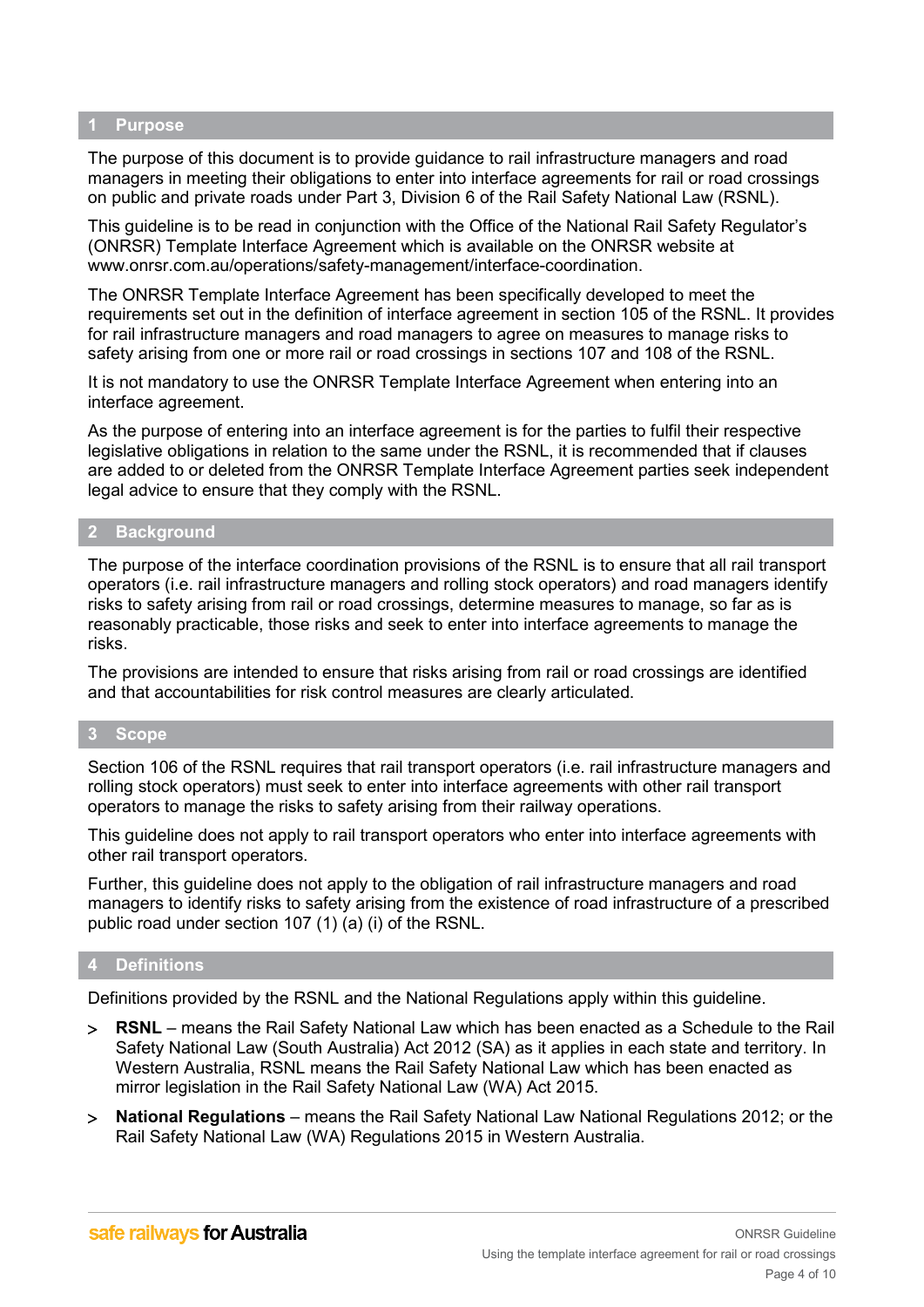## 1 Purpose

The purpose of this document is to provide guidance to rail infrastructure managers and road managers in meeting their obligations to enter into interface agreements for rail or road crossings on public and private roads under Part 3, Division 6 of the Rail Safety National Law (RSNL).

This guideline is to be read in conjunction with the Office of the National Rail Safety Regulator's (ONRSR) Template Interface Agreement which is available on the ONRSR website at www.onrsr.com.au/operations/safety-management/interface-coordination.

The ONRSR Template Interface Agreement has been specifically developed to meet the requirements set out in the definition of interface agreement in section 105 of the RSNL. It provides for rail infrastructure managers and road managers to agree on measures to manage risks to safety arising from one or more rail or road crossings in sections 107 and 108 of the RSNL.

It is not mandatory to use the ONRSR Template Interface Agreement when entering into an interface agreement.

As the purpose of entering into an interface agreement is for the parties to fulfil their respective legislative obligations in relation to the same under the RSNL, it is recommended that if clauses are added to or deleted from the ONRSR Template Interface Agreement parties seek independent legal advice to ensure that they comply with the RSNL.

## 2 Background

The purpose of the interface coordination provisions of the RSNL is to ensure that all rail transport operators (i.e. rail infrastructure managers and rolling stock operators) and road managers identify risks to safety arising from rail or road crossings, determine measures to manage, so far as is reasonably practicable, those risks and seek to enter into interface agreements to manage the risks.

The provisions are intended to ensure that risks arising from rail or road crossings are identified and that accountabilities for risk control measures are clearly articulated.

## 3 Scope

Section 106 of the RSNL requires that rail transport operators (i.e. rail infrastructure managers and rolling stock operators) must seek to enter into interface agreements with other rail transport operators to manage the risks to safety arising from their railway operations.

This guideline does not apply to rail transport operators who enter into interface agreements with other rail transport operators.

Further, this guideline does not apply to the obligation of rail infrastructure managers and road managers to identify risks to safety arising from the existence of road infrastructure of a prescribed public road under section 107 (1) (a) (i) of the RSNL.

## 4 Definitions

Definitions provided by the RSNL and the National Regulations apply within this guideline.

- **RSNL** – means the Rail Safety National Law which has been enacted as a Schedule to the Rail Safety National Law (South Australia) Act 2012 (SA) as it applies in each state and territory. In Western Australia, RSNL means the Rail Safety National Law which has been enacted as mirror legislation in the Rail Safety National Law (WA) Act 2015.
- **National Regulations** – means the Rail Safety National Law National Regulations 2012; or the Rail Safety National Law (WA) Regulations 2015 in Western Australia.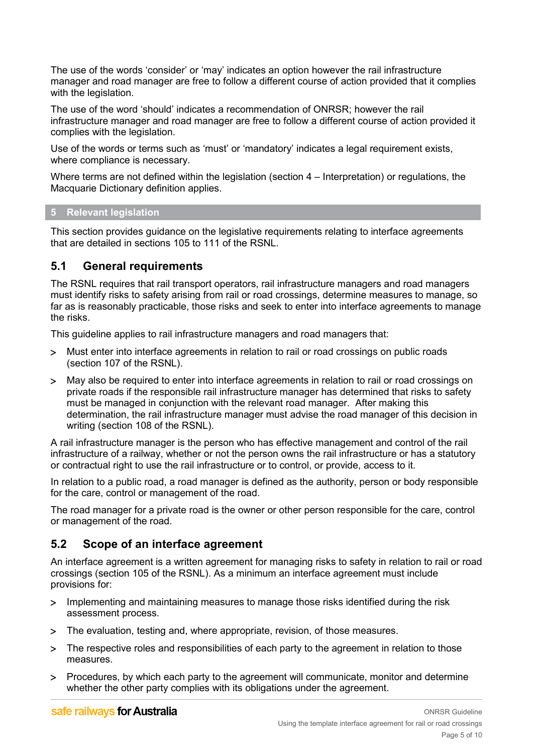The use of the words 'consider' or 'may' indicates an option however the rail infrastructure manager and road manager are free to follow a different course of action provided that it complies with the legislation.

The use of the word 'should' indicates a recommendation of ONRSR; however the rail infrastructure manager and road manager are free to follow a different course of action provided it complies with the legislation.

Use of the words or terms such as 'must' or 'mandatory' indicates a legal requirement exists, where compliance is necessary.

Where terms are not defined within the legislation (section 4 – Interpretation) or regulations, the Macquarie Dictionary definition applies.

# 5 Relevant legislation

This section provides guidance on the legislative requirements relating to interface agreements that are detailed in sections 105 to 111 of the RSNL.

## 5.1 General requirements

The RSNL requires that rail transport operators, rail infrastructure managers and road managers must identify risks to safety arising from rail or road crossings, determine measures to manage, so far as is reasonably practicable, those risks and seek to enter into interface agreements to manage the risks.

This guideline applies to rail infrastructure managers and road managers that:

- Must enter into interface agreements in relation to rail or road crossings on public roads (section 107 of the RSNL).
- May also be required to enter into interface agreements in relation to rail or road crossings on private roads if the responsible rail infrastructure manager has determined that risks to safety must be managed in conjunction with the relevant road manager. After making this determination, the rail infrastructure manager must advise the road manager of this decision in writing (section 108 of the RSNL).

A rail infrastructure manager is the person who has effective management and control of the rail infrastructure of a railway, whether or not the person owns the rail infrastructure or has a statutory or contractual right to use the rail infrastructure or to control, or provide, access to it.

In relation to a public road, a road manager is defined as the authority, person or body responsible for the care, control or management of the road.

The road manager for a private road is the owner or other person responsible for the care, control or management of the road.

## 5.2 Scope of an interface agreement

An interface agreement is a written agreement for managing risks to safety in relation to rail or road crossings (section 105 of the RSNL). As a minimum an interface agreement must include provisions for:

- Implementing and maintaining measures to manage those risks identified during the risk assessment process.
- The evaluation, testing and, where appropriate, revision, of those measures.
- The respective roles and responsibilities of each party to the agreement in relation to those measures.
- Procedures, by which each party to the agreement will communicate, monitor and determine whether the other party complies with its obligations under the agreement.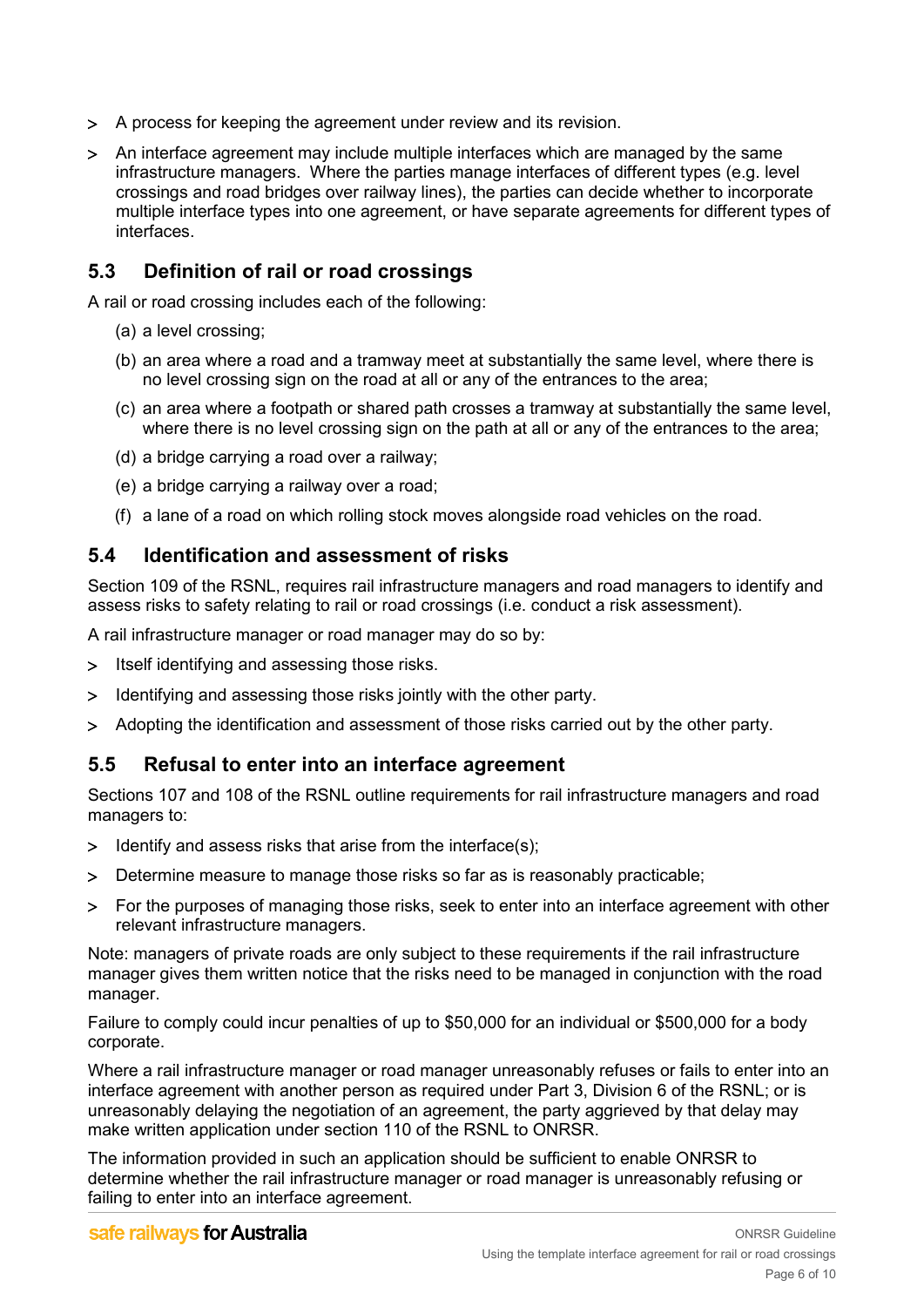- A process for keeping the agreement under review and its revision.
- An interface agreement may include multiple interfaces which are managed by the same infrastructure managers. Where the parties manage interfaces of different types (e.g. level crossings and road bridges over railway lines), the parties can decide whether to incorporate multiple interface types into one agreement, or have separate agreements for different types of interfaces.

## 5.3 Definition of rail or road crossings

A rail or road crossing includes each of the following:

(a) a level crossing;

(b) an area where a road and a tramway meet at substantially the same level, where there is no level crossing sign on the road at all or any of the entrances to the area;

(c) an area where a footpath or shared path crosses a tramway at substantially the same level, where there is no level crossing sign on the path at all or any of the entrances to the area;

(d) a bridge carrying a road over a railway;

(e) a bridge carrying a railway over a road;

(f) a lane of a road on which rolling stock moves alongside road vehicles on the road.

## 5.4 Identification and assessment of risks

Section 109 of the RSNL, requires rail infrastructure managers and road managers to identify and assess risks to safety relating to rail or road crossings (i.e. conduct a risk assessment).

A rail infrastructure manager or road manager may do so by:

- Itself identifying and assessing those risks.
- Identifying and assessing those risks jointly with the other party.
- Adopting the identification and assessment of those risks carried out by the other party.

## 5.5 Refusal to enter into an interface agreement

Sections 107 and 108 of the RSNL outline requirements for rail infrastructure managers and road managers to:

- Identify and assess risks that arise from the interface(s);
- Determine measure to manage those risks so far as is reasonably practicable;
- For the purposes of managing those risks, seek to enter into an interface agreement with other relevant infrastructure managers.

Note: managers of private roads are only subject to these requirements if the rail infrastructure manager gives them written notice that the risks need to be managed in conjunction with the road manager.

Failure to comply could incur penalties of up to $50,000 for an individual or $500,000 for a body corporate.

Where a rail infrastructure manager or road manager unreasonably refuses or fails to enter into an interface agreement with another person as required under Part 3, Division 6 of the RSNL; or is unreasonably delaying the negotiation of an agreement, the party aggrieved by that delay may make written application under section 110 of the RSNL to ONRSR.

The information provided in such an application should be sufficient to enable ONRSR to determine whether the rail infrastructure manager or road manager is unreasonably refusing or failing to enter into an interface agreement.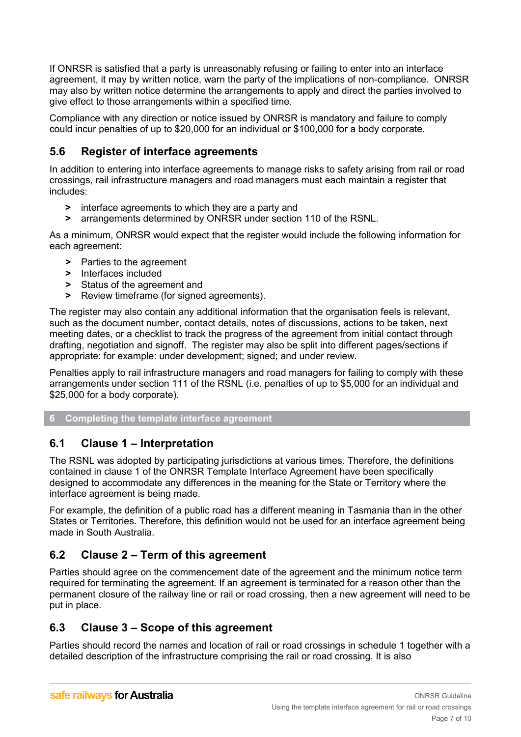If ONRSR is satisfied that a party is unreasonably refusing or failing to enter into an interface agreement, it may by written notice, warn the party of the implications of non-compliance. ONRSR may also by written notice determine the arrangements to apply and direct the parties involved to give effect to those arrangements within a specified time.

Compliance with any direction or notice issued by ONRSR is mandatory and failure to comply could incur penalties of up to $20,000 for an individual or $100,000 for a body corporate.

### 5.6 Register of interface agreements

In addition to entering into interface agreements to manage risks to safety arising from rail or road crossings, rail infrastructure managers and road managers must each maintain a register that includes:

- interface agreements to which they are a party and
- arrangements determined by ONRSR under section 110 of the RSNL.

As a minimum, ONRSR would expect that the register would include the following information for each agreement:

- Parties to the agreement
- Interfaces included
- Status of the agreement and
- Review timeframe (for signed agreements).

The register may also contain any additional information that the organisation feels is relevant, such as the document number, contact details, notes of discussions, actions to be taken, next meeting dates, or a checklist to track the progress of the agreement from initial contact through drafting, negotiation and signoff. The register may also be split into different pages/sections if appropriate: for example: under development; signed; and under review.

Penalties apply to rail infrastructure managers and road managers for failing to comply with these arrangements under section 111 of the RSNL (i.e. penalties of up to $5,000 for an individual and $25,000 for a body corporate).

## 6 Completing the template interface agreement

### 6.1 Clause 1 – Interpretation

The RSNL was adopted by participating jurisdictions at various times. Therefore, the definitions contained in clause 1 of the ONRSR Template Interface Agreement have been specifically designed to accommodate any differences in the meaning for the State or Territory where the interface agreement is being made.

For example, the definition of a public road has a different meaning in Tasmania than in the other States or Territories. Therefore, this definition would not be used for an interface agreement being made in South Australia.

### 6.2 Clause 2 – Term of this agreement

Parties should agree on the commencement date of the agreement and the minimum notice term required for terminating the agreement. If an agreement is terminated for a reason other than the permanent closure of the railway line or rail or road crossing, then a new agreement will need to be put in place.

### 6.3 Clause 3 – Scope of this agreement

Parties should record the names and location of rail or road crossings in schedule 1 together with a detailed description of the infrastructure comprising the rail or road crossing. It is also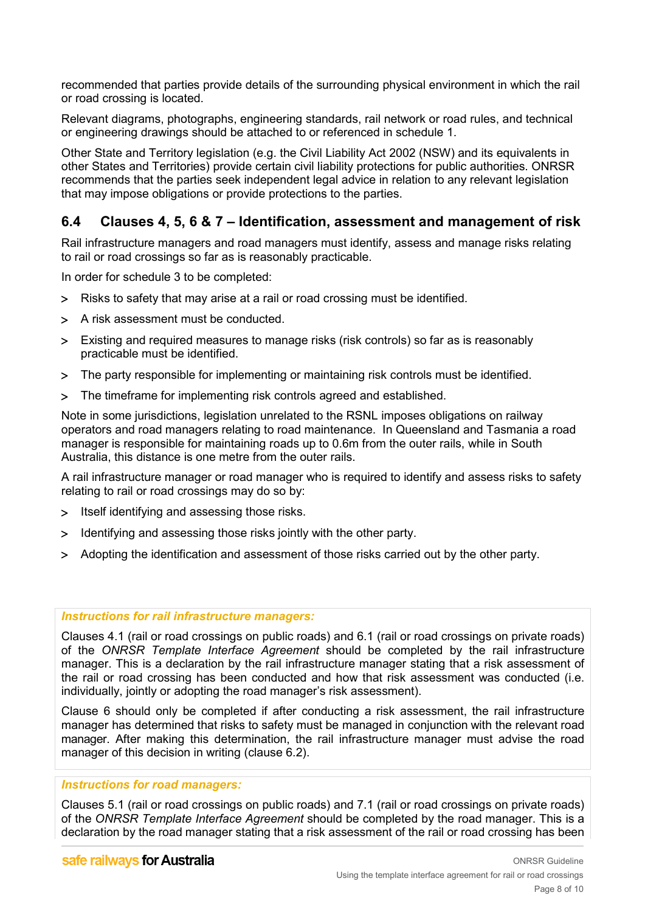recommended that parties provide details of the surrounding physical environment in which the rail or road crossing is located.

Relevant diagrams, photographs, engineering standards, rail network or road rules, and technical or engineering drawings should be attached to or referenced in schedule 1.

Other State and Territory legislation (e.g. the Civil Liability Act 2002 (NSW) and its equivalents in other States and Territories) provide certain civil liability protections for public authorities. ONRSR recommends that the parties seek independent legal advice in relation to any relevant legislation that may impose obligations or provide protections to the parties.

## 6.4 Clauses 4, 5, 6 & 7 – Identification, assessment and management of risk

Rail infrastructure managers and road managers must identify, assess and manage risks relating to rail or road crossings so far as is reasonably practicable.

In order for schedule 3 to be completed:

- Risks to safety that may arise at a rail or road crossing must be identified.
- A risk assessment must be conducted.
- Existing and required measures to manage risks (risk controls) so far as is reasonably practicable must be identified.
- The party responsible for implementing or maintaining risk controls must be identified.
- The timeframe for implementing risk controls agreed and established.

Note in some jurisdictions, legislation unrelated to the RSNL imposes obligations on railway operators and road managers relating to road maintenance. In Queensland and Tasmania a road manager is responsible for maintaining roads up to 0.6m from the outer rails, while in South Australia, this distance is one metre from the outer rails.

A rail infrastructure manager or road manager who is required to identify and assess risks to safety relating to rail or road crossings may do so by:

- Itself identifying and assessing those risks.
- Identifying and assessing those risks jointly with the other party.
- Adopting the identification and assessment of those risks carried out by the other party.

***Instructions for rail infrastructure managers:***

Clauses 4.1 (rail or road crossings on public roads) and 6.1 (rail or road crossings on private roads) of the *ONRSR Template Interface Agreement* should be completed by the rail infrastructure manager. This is a declaration by the rail infrastructure manager stating that a risk assessment of the rail or road crossing has been conducted and how that risk assessment was conducted (i.e. individually, jointly or adopting the road manager's risk assessment).

Clause 6 should only be completed if after conducting a risk assessment, the rail infrastructure manager has determined that risks to safety must be managed in conjunction with the relevant road manager. After making this determination, the rail infrastructure manager must advise the road manager of this decision in writing (clause 6.2).

***Instructions for road managers:***

Clauses 5.1 (rail or road crossings on public roads) and 7.1 (rail or road crossings on private roads) of the *ONRSR Template Interface Agreement* should be completed by the road manager. This is a declaration by the road manager stating that a risk assessment of the rail or road crossing has been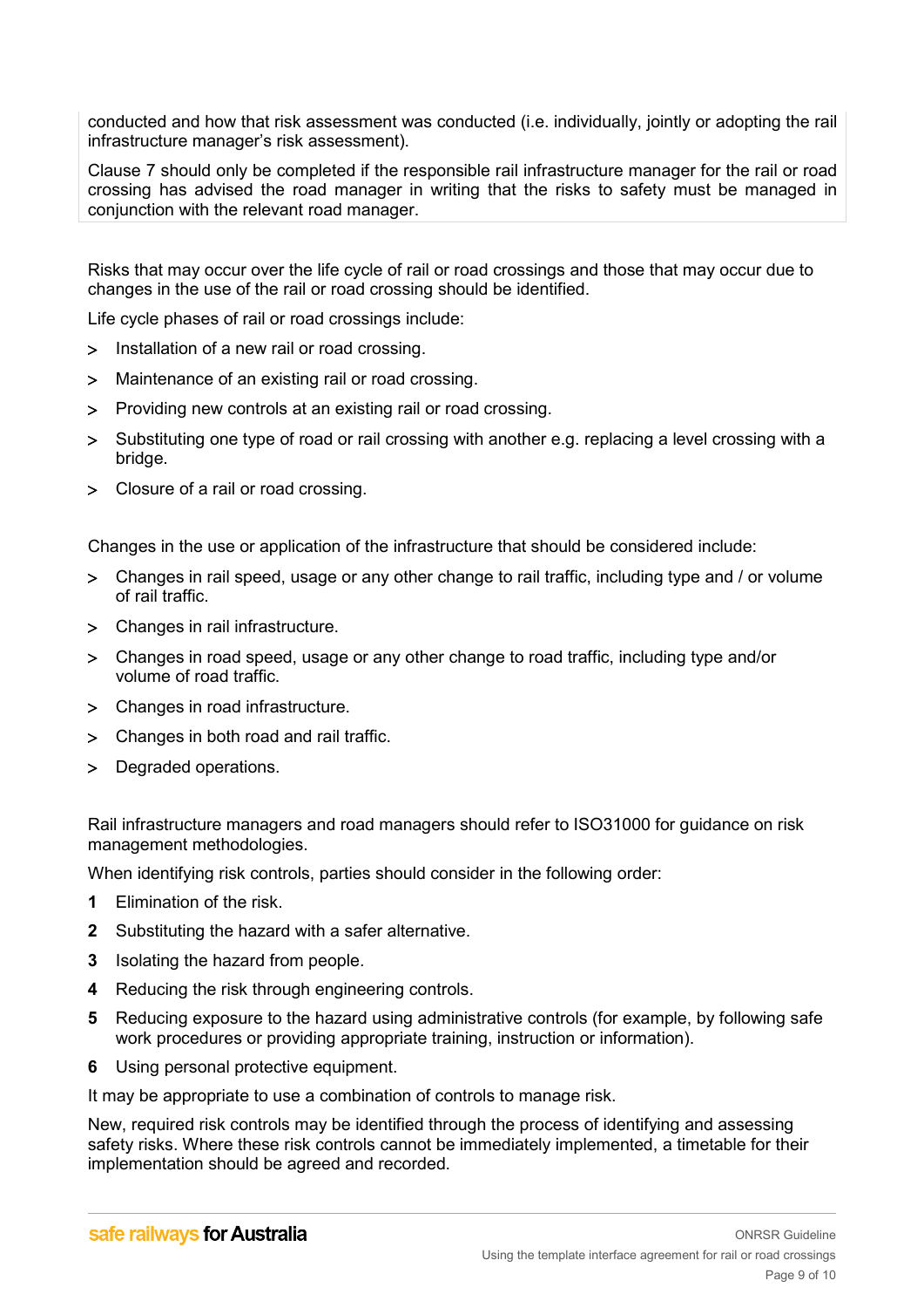conducted and how that risk assessment was conducted (i.e. individually, jointly or adopting the rail infrastructure manager's risk assessment).

Clause 7 should only be completed if the responsible rail infrastructure manager for the rail or road crossing has advised the road manager in writing that the risks to safety must be managed in conjunction with the relevant road manager.

Risks that may occur over the life cycle of rail or road crossings and those that may occur due to changes in the use of the rail or road crossing should be identified.

Life cycle phases of rail or road crossings include:

- Installation of a new rail or road crossing.
- Maintenance of an existing rail or road crossing.
- Providing new controls at an existing rail or road crossing.
- Substituting one type of road or rail crossing with another e.g. replacing a level crossing with a bridge.
- Closure of a rail or road crossing.

Changes in the use or application of the infrastructure that should be considered include:

- Changes in rail speed, usage or any other change to rail traffic, including type and / or volume of rail traffic.
- Changes in rail infrastructure.
- Changes in road speed, usage or any other change to road traffic, including type and/or volume of road traffic.
- Changes in road infrastructure.
- Changes in both road and rail traffic.
- Degraded operations.

Rail infrastructure managers and road managers should refer to ISO31000 for guidance on risk management methodologies.

When identifying risk controls, parties should consider in the following order:

1. Elimination of the risk.
2. Substituting the hazard with a safer alternative.
3. Isolating the hazard from people.
4. Reducing the risk through engineering controls.
5. Reducing exposure to the hazard using administrative controls (for example, by following safe work procedures or providing appropriate training, instruction or information).
6. Using personal protective equipment.

It may be appropriate to use a combination of controls to manage risk.

New, required risk controls may be identified through the process of identifying and assessing safety risks. Where these risk controls cannot be immediately implemented, a timetable for their implementation should be agreed and recorded.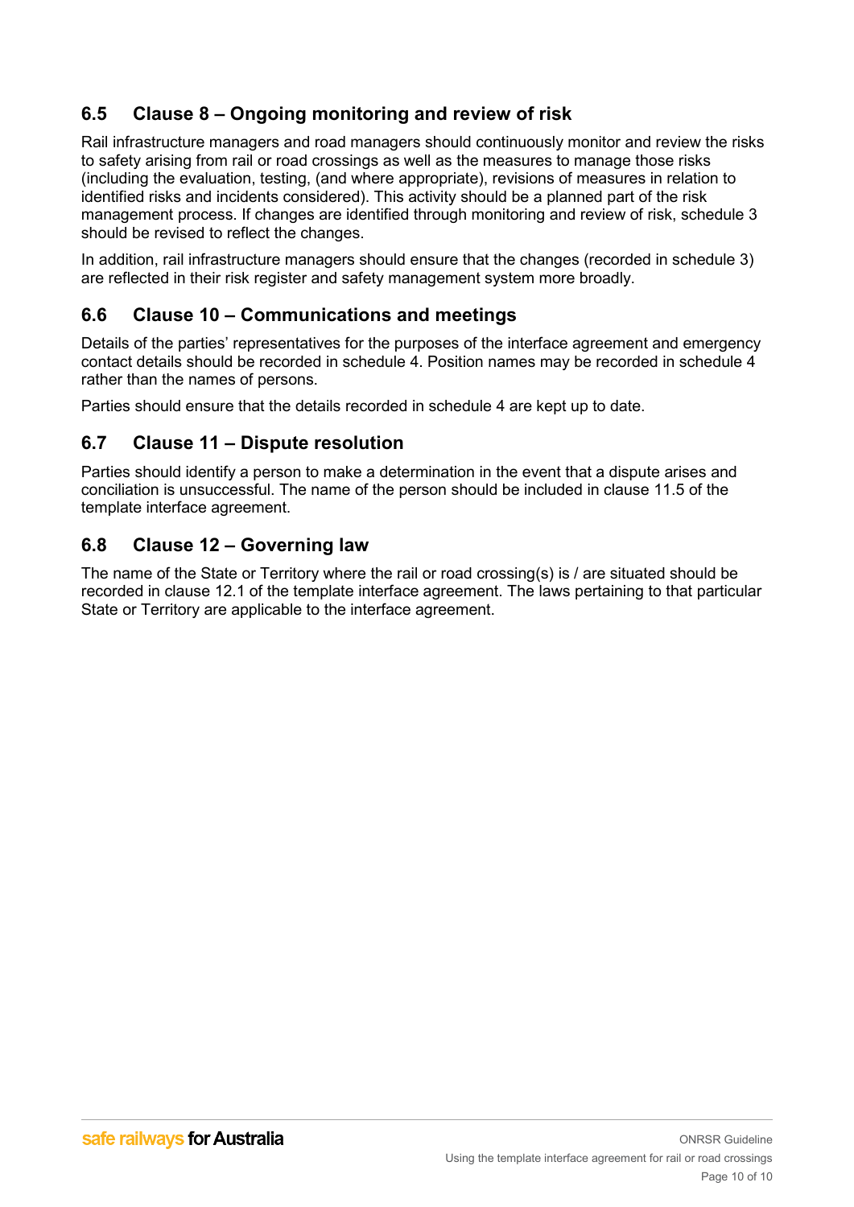## 6.5 Clause 8 – Ongoing monitoring and review of risk

Rail infrastructure managers and road managers should continuously monitor and review the risks to safety arising from rail or road crossings as well as the measures to manage those risks (including the evaluation, testing, (and where appropriate), revisions of measures in relation to identified risks and incidents considered). This activity should be a planned part of the risk management process. If changes are identified through monitoring and review of risk, schedule 3 should be revised to reflect the changes.

In addition, rail infrastructure managers should ensure that the changes (recorded in schedule 3) are reflected in their risk register and safety management system more broadly.

## 6.6 Clause 10 – Communications and meetings

Details of the parties' representatives for the purposes of the interface agreement and emergency contact details should be recorded in schedule 4. Position names may be recorded in schedule 4 rather than the names of persons.

Parties should ensure that the details recorded in schedule 4 are kept up to date.

## 6.7 Clause 11 – Dispute resolution

Parties should identify a person to make a determination in the event that a dispute arises and conciliation is unsuccessful. The name of the person should be included in clause 11.5 of the template interface agreement.

## 6.8 Clause 12 – Governing law

The name of the State or Territory where the rail or road crossing(s) is / are situated should be recorded in clause 12.1 of the template interface agreement. The laws pertaining to that particular State or Territory are applicable to the interface agreement.